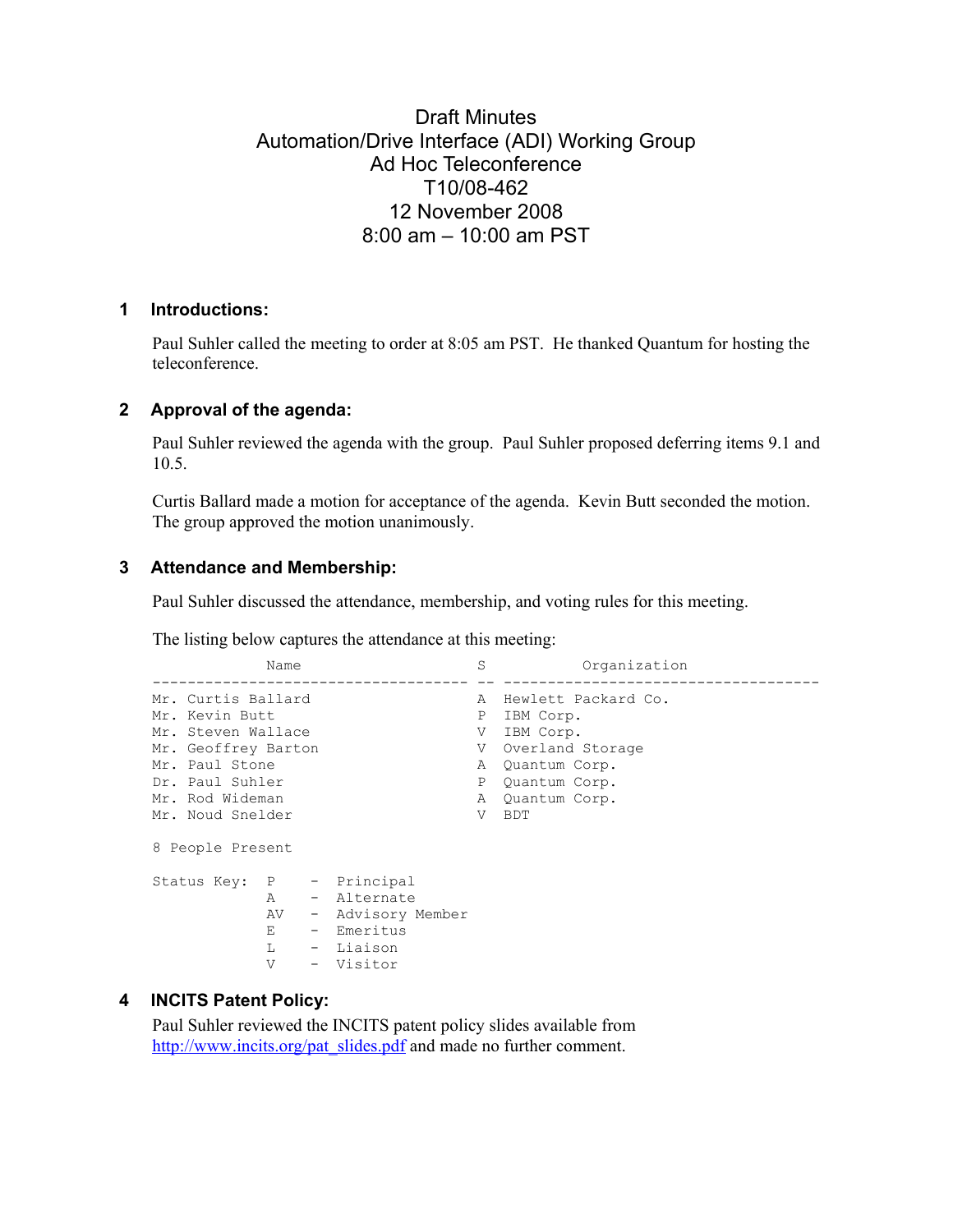# Draft Minutes
# Automation/Drive Interface (ADI) Working Group
# Ad Hoc Teleconference
# T10/08-462
# 12 November 2008
# 8:00 am – 10:00 am PST

## 1 Introductions:

Paul Suhler called the meeting to order at 8:05 am PST. He thanked Quantum for hosting the teleconference.

## 2 Approval of the agenda:

Paul Suhler reviewed the agenda with the group. Paul Suhler proposed deferring items 9.1 and 10.5.

Curtis Ballard made a motion for acceptance of the agenda. Kevin Butt seconded the motion. The group approved the motion unanimously.

## 3 Attendance and Membership:

Paul Suhler discussed the attendance, membership, and voting rules for this meeting.

The listing below captures the attendance at this meeting:

| Name | S | Organization |
|---|---|---|
| Mr. Curtis Ballard | A | Hewlett Packard Co. |
| Mr. Kevin Butt | P | IBM Corp. |
| Mr. Steven Wallace | V | IBM Corp. |
| Mr. Geoffrey Barton | V | Overland Storage |
| Mr. Paul Stone | A | Quantum Corp. |
| Dr. Paul Suhler | P | Quantum Corp. |
| Mr. Rod Wideman | A | Quantum Corp. |
| Mr. Noud Snelder | V | BDT |

8 People Present

```
Status Key:  P    -  Principal
             A    -  Alternate
             AV   -  Advisory Member
             E    -  Emeritus
             L    -  Liaison
             V    -  Visitor
```

## 4 INCITS Patent Policy:

Paul Suhler reviewed the INCITS patent policy slides available from http://www.incits.org/pat_slides.pdf and made no further comment.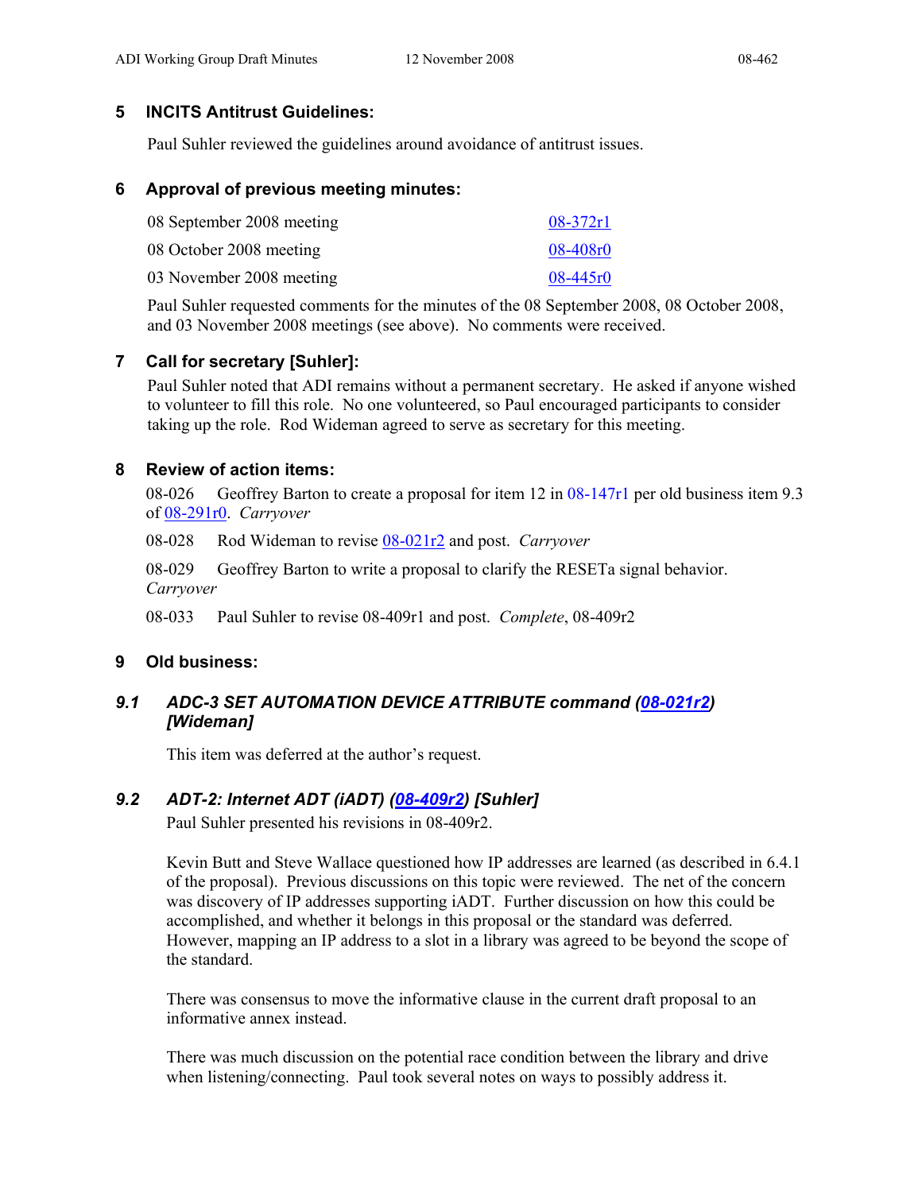## 5 INCITS Antitrust Guidelines:

Paul Suhler reviewed the guidelines around avoidance of antitrust issues.

## 6 Approval of previous meeting minutes:

| | |
|---|---|
| 08 September 2008 meeting | 08-372r1 |
| 08 October 2008 meeting | 08-408r0 |
| 03 November 2008 meeting | 08-445r0 |

Paul Suhler requested comments for the minutes of the 08 September 2008, 08 October 2008, and 03 November 2008 meetings (see above). No comments were received.

## 7 Call for secretary [Suhler]:

Paul Suhler noted that ADI remains without a permanent secretary. He asked if anyone wished to volunteer to fill this role. No one volunteered, so Paul encouraged participants to consider taking up the role. Rod Wideman agreed to serve as secretary for this meeting.

## 8 Review of action items:

08-026 Geoffrey Barton to create a proposal for item 12 in 08-147r1 per old business item 9.3 of 08-291r0. *Carryover*

08-028 Rod Wideman to revise 08-021r2 and post. *Carryover*

08-029 Geoffrey Barton to write a proposal to clarify the RESETa signal behavior. *Carryover*

08-033 Paul Suhler to revise 08-409r1 and post. *Complete*, 08-409r2

## 9 Old business:

### *9.1 ADC-3 SET AUTOMATION DEVICE ATTRIBUTE command (08-021r2) [Wideman]*

This item was deferred at the author's request.

### *9.2 ADT-2: Internet ADT (iADT) (08-409r2) [Suhler]*

Paul Suhler presented his revisions in 08-409r2.

Kevin Butt and Steve Wallace questioned how IP addresses are learned (as described in 6.4.1 of the proposal). Previous discussions on this topic were reviewed. The net of the concern was discovery of IP addresses supporting iADT. Further discussion on how this could be accomplished, and whether it belongs in this proposal or the standard was deferred. However, mapping an IP address to a slot in a library was agreed to be beyond the scope of the standard.

There was consensus to move the informative clause in the current draft proposal to an informative annex instead.

There was much discussion on the potential race condition between the library and drive when listening/connecting. Paul took several notes on ways to possibly address it.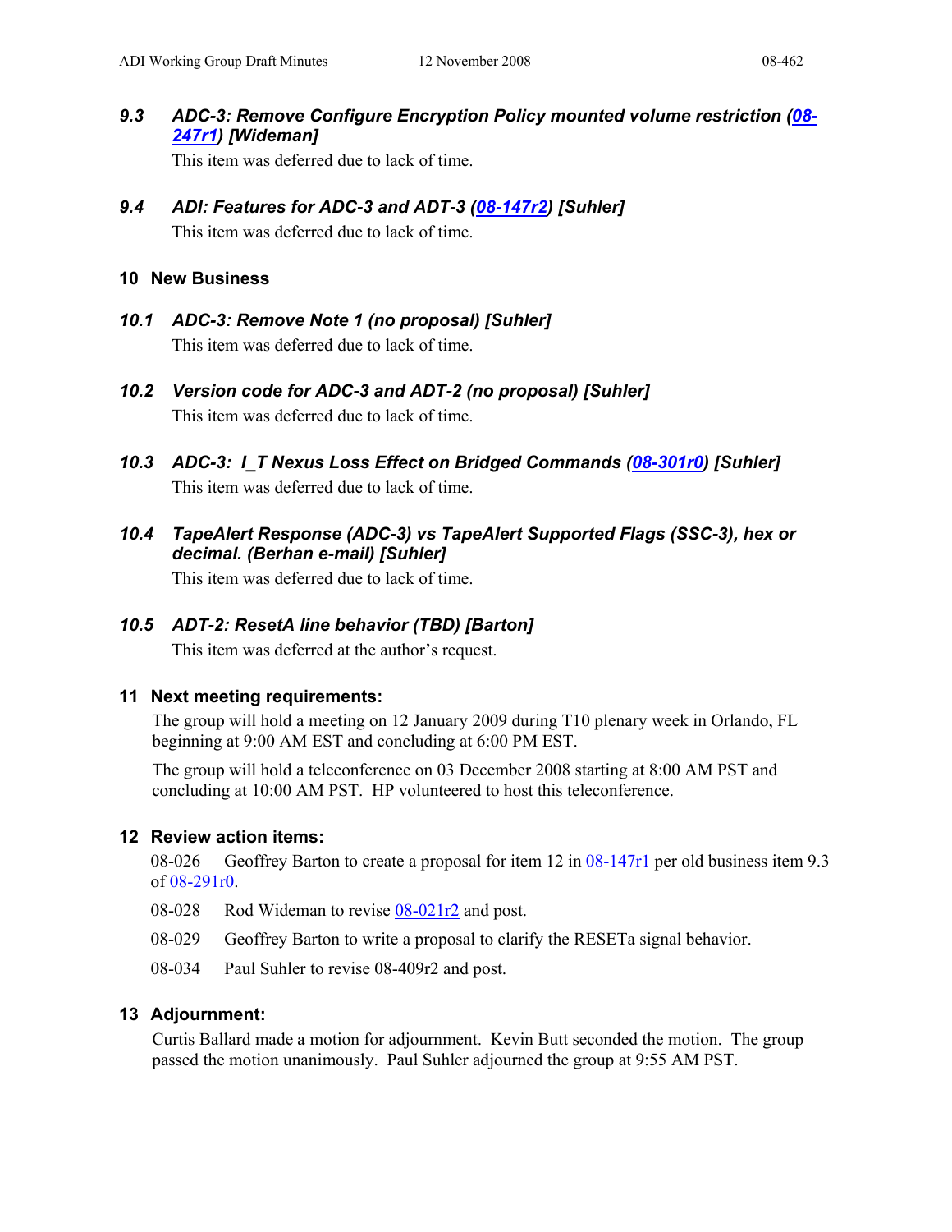### *9.3 ADC-3: Remove Configure Encryption Policy mounted volume restriction (08-247r1) [Wideman]*

This item was deferred due to lack of time.

### *9.4 ADI: Features for ADC-3 and ADT-3 (08-147r2) [Suhler]*

This item was deferred due to lack of time.

## 10 New Business

### *10.1 ADC-3: Remove Note 1 (no proposal) [Suhler]*

This item was deferred due to lack of time.

### *10.2 Version code for ADC-3 and ADT-2 (no proposal) [Suhler]*

This item was deferred due to lack of time.

### *10.3 ADC-3: I_T Nexus Loss Effect on Bridged Commands (08-301r0) [Suhler]*

This item was deferred due to lack of time.

### *10.4 TapeAlert Response (ADC-3) vs TapeAlert Supported Flags (SSC-3), hex or decimal. (Berhan e-mail) [Suhler]*

This item was deferred due to lack of time.

### *10.5 ADT-2: ResetA line behavior (TBD) [Barton]*

This item was deferred at the author's request.

## 11 Next meeting requirements:

The group will hold a meeting on 12 January 2009 during T10 plenary week in Orlando, FL beginning at 9:00 AM EST and concluding at 6:00 PM EST.

The group will hold a teleconference on 03 December 2008 starting at 8:00 AM PST and concluding at 10:00 AM PST. HP volunteered to host this teleconference.

## 12 Review action items:

08-026 Geoffrey Barton to create a proposal for item 12 in 08-147r1 per old business item 9.3 of 08-291r0.

08-028 Rod Wideman to revise 08-021r2 and post.

08-029 Geoffrey Barton to write a proposal to clarify the RESETa signal behavior.

08-034 Paul Suhler to revise 08-409r2 and post.

## 13 Adjournment:

Curtis Ballard made a motion for adjournment. Kevin Butt seconded the motion. The group passed the motion unanimously. Paul Suhler adjourned the group at 9:55 AM PST.